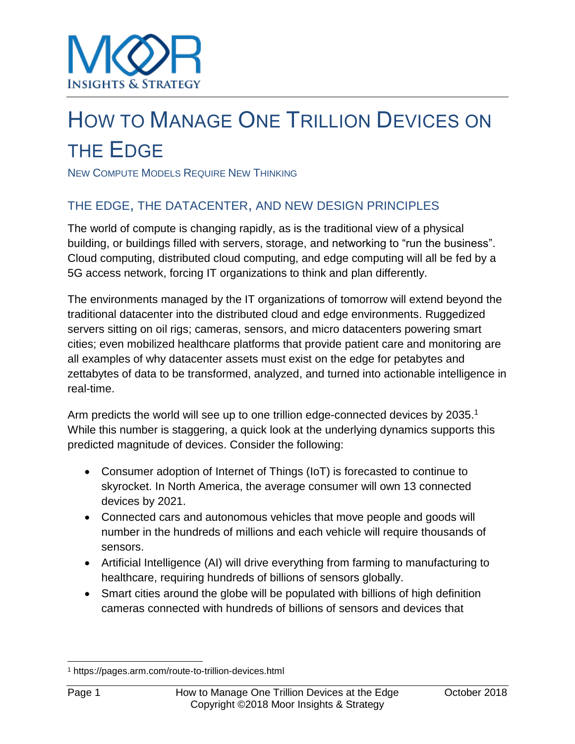# How to Manage One Trillion Devices on the Edge

New Compute Models Require New Thinking

## The Edge, the Datacenter, and New Design Principles

The world of compute is changing rapidly, as is the traditional view of a physical building, or buildings filled with servers, storage, and networking to "run the business". Cloud computing, distributed cloud computing, and edge computing will all be fed by a 5G access network, forcing IT organizations to think and plan differently.

The environments managed by the IT organizations of tomorrow will extend beyond the traditional datacenter into the distributed cloud and edge environments. Ruggedized servers sitting on oil rigs; cameras, sensors, and micro datacenters powering smart cities; even mobilized healthcare platforms that provide patient care and monitoring are all examples of why datacenter assets must exist on the edge for petabytes and zettabytes of data to be transformed, analyzed, and turned into actionable intelligence in real-time.

Arm predicts the world will see up to one trillion edge-connected devices by 2035.[1] While this number is staggering, a quick look at the underlying dynamics supports this predicted magnitude of devices. Consider the following:

- Consumer adoption of Internet of Things (IoT) is forecasted to continue to skyrocket. In North America, the average consumer will own 13 connected devices by 2021.
- Connected cars and autonomous vehicles that move people and goods will number in the hundreds of millions and each vehicle will require thousands of sensors.
- Artificial Intelligence (AI) will drive everything from farming to manufacturing to healthcare, requiring hundreds of billions of sensors globally.
- Smart cities around the globe will be populated with billions of high definition cameras connected with hundreds of billions of sensors and devices that

[1] https://pages.arm.com/route-to-trillion-devices.html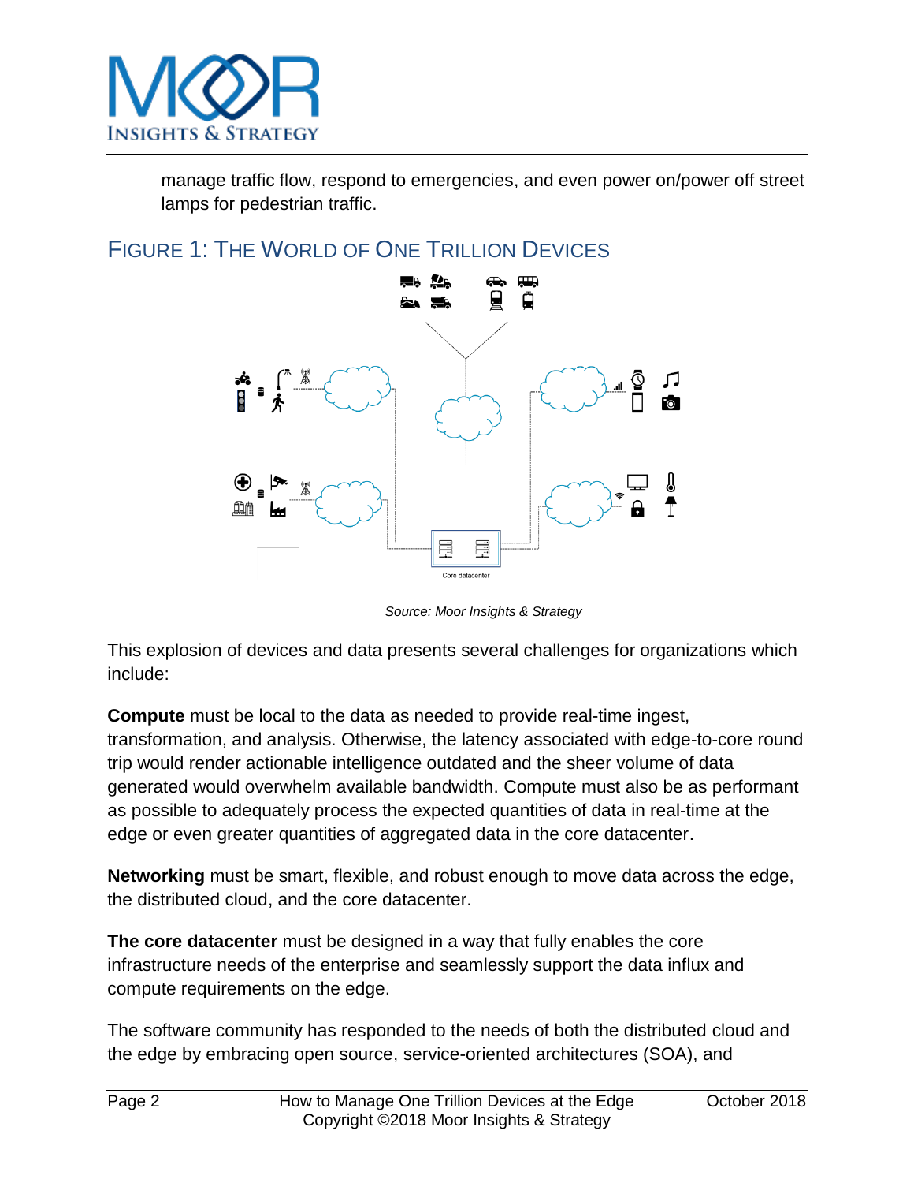manage traffic flow, respond to emergencies, and even power on/power off street lamps for pedestrian traffic.

## FIGURE 1: THE WORLD OF ONE TRILLION DEVICES

Core datacenter

*Source: Moor Insights & Strategy*

This explosion of devices and data presents several challenges for organizations which include:

**Compute** must be local to the data as needed to provide real-time ingest, transformation, and analysis. Otherwise, the latency associated with edge-to-core round trip would render actionable intelligence outdated and the sheer volume of data generated would overwhelm available bandwidth. Compute must also be as performant as possible to adequately process the expected quantities of data in real-time at the edge or even greater quantities of aggregated data in the core datacenter.

**Networking** must be smart, flexible, and robust enough to move data across the edge, the distributed cloud, and the core datacenter.

**The core datacenter** must be designed in a way that fully enables the core infrastructure needs of the enterprise and seamlessly support the data influx and compute requirements on the edge.

The software community has responded to the needs of both the distributed cloud and the edge by embracing open source, service-oriented architectures (SOA), and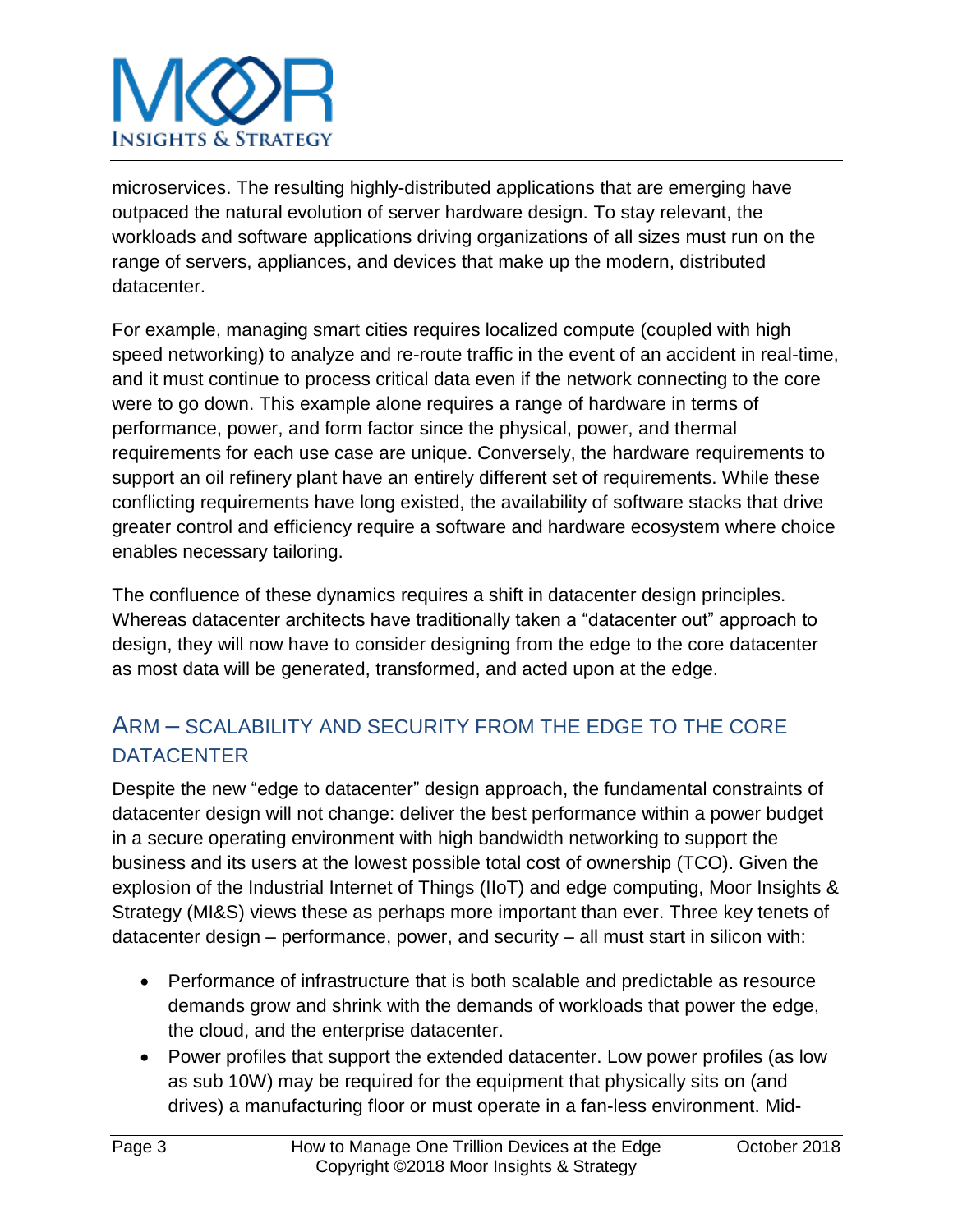microservices. The resulting highly-distributed applications that are emerging have outpaced the natural evolution of server hardware design. To stay relevant, the workloads and software applications driving organizations of all sizes must run on the range of servers, appliances, and devices that make up the modern, distributed datacenter.

For example, managing smart cities requires localized compute (coupled with high speed networking) to analyze and re-route traffic in the event of an accident in real-time, and it must continue to process critical data even if the network connecting to the core were to go down. This example alone requires a range of hardware in terms of performance, power, and form factor since the physical, power, and thermal requirements for each use case are unique. Conversely, the hardware requirements to support an oil refinery plant have an entirely different set of requirements. While these conflicting requirements have long existed, the availability of software stacks that drive greater control and efficiency require a software and hardware ecosystem where choice enables necessary tailoring.

The confluence of these dynamics requires a shift in datacenter design principles. Whereas datacenter architects have traditionally taken a "datacenter out" approach to design, they will now have to consider designing from the edge to the core datacenter as most data will be generated, transformed, and acted upon at the edge.

## ARM – SCALABILITY AND SECURITY FROM THE EDGE TO THE CORE DATACENTER

Despite the new "edge to datacenter" design approach, the fundamental constraints of datacenter design will not change: deliver the best performance within a power budget in a secure operating environment with high bandwidth networking to support the business and its users at the lowest possible total cost of ownership (TCO). Given the explosion of the Industrial Internet of Things (IIoT) and edge computing, Moor Insights & Strategy (MI&S) views these as perhaps more important than ever. Three key tenets of datacenter design – performance, power, and security – all must start in silicon with:

- Performance of infrastructure that is both scalable and predictable as resource demands grow and shrink with the demands of workloads that power the edge, the cloud, and the enterprise datacenter.
- Power profiles that support the extended datacenter. Low power profiles (as low as sub 10W) may be required for the equipment that physically sits on (and drives) a manufacturing floor or must operate in a fan-less environment. Mid-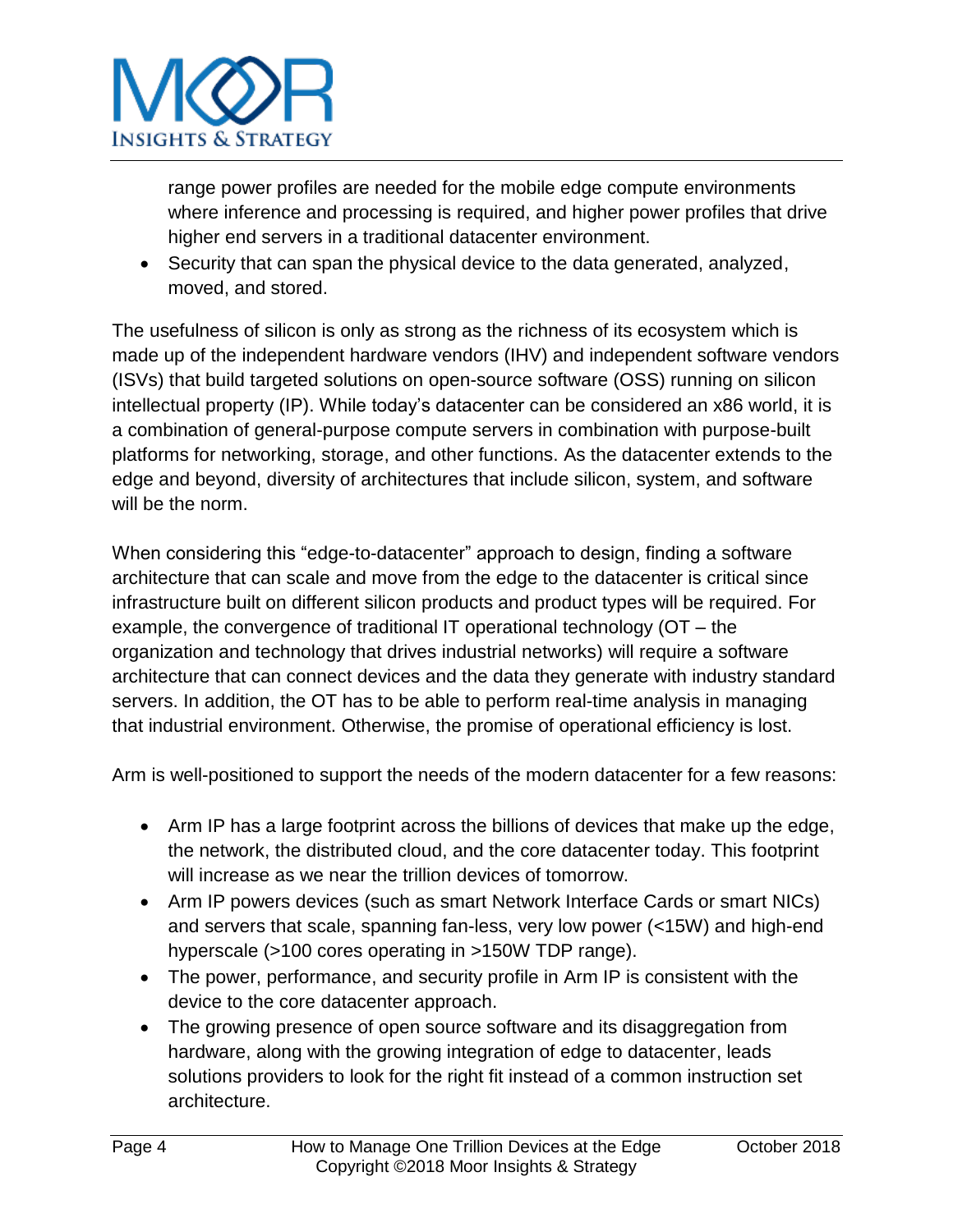range power profiles are needed for the mobile edge compute environments where inference and processing is required, and higher power profiles that drive higher end servers in a traditional datacenter environment.
- Security that can span the physical device to the data generated, analyzed, moved, and stored.

The usefulness of silicon is only as strong as the richness of its ecosystem which is made up of the independent hardware vendors (IHV) and independent software vendors (ISVs) that build targeted solutions on open-source software (OSS) running on silicon intellectual property (IP). While today's datacenter can be considered an x86 world, it is a combination of general-purpose compute servers in combination with purpose-built platforms for networking, storage, and other functions. As the datacenter extends to the edge and beyond, diversity of architectures that include silicon, system, and software will be the norm.

When considering this "edge-to-datacenter" approach to design, finding a software architecture that can scale and move from the edge to the datacenter is critical since infrastructure built on different silicon products and product types will be required. For example, the convergence of traditional IT operational technology (OT – the organization and technology that drives industrial networks) will require a software architecture that can connect devices and the data they generate with industry standard servers. In addition, the OT has to be able to perform real-time analysis in managing that industrial environment. Otherwise, the promise of operational efficiency is lost.

Arm is well-positioned to support the needs of the modern datacenter for a few reasons:

- Arm IP has a large footprint across the billions of devices that make up the edge, the network, the distributed cloud, and the core datacenter today. This footprint will increase as we near the trillion devices of tomorrow.
- Arm IP powers devices (such as smart Network Interface Cards or smart NICs) and servers that scale, spanning fan-less, very low power (<15W) and high-end hyperscale (>100 cores operating in >150W TDP range).
- The power, performance, and security profile in Arm IP is consistent with the device to the core datacenter approach.
- The growing presence of open source software and its disaggregation from hardware, along with the growing integration of edge to datacenter, leads solutions providers to look for the right fit instead of a common instruction set architecture.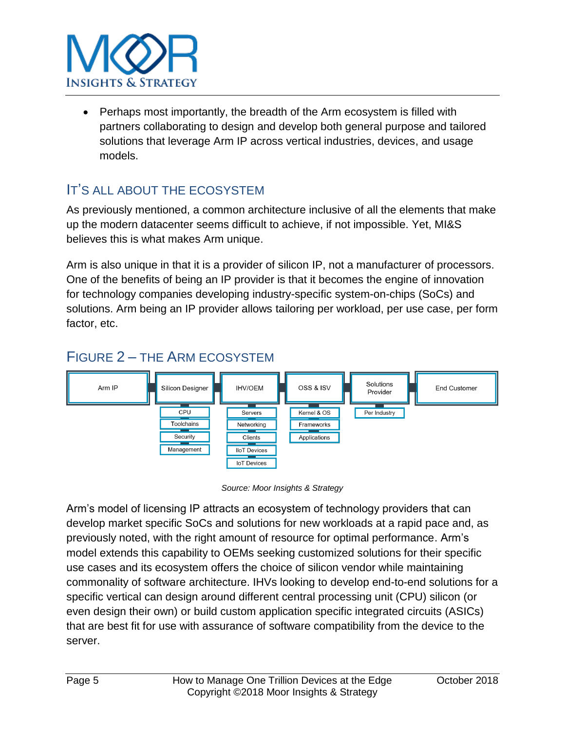- Perhaps most importantly, the breadth of the Arm ecosystem is filled with partners collaborating to design and develop both general purpose and tailored solutions that leverage Arm IP across vertical industries, devices, and usage models.

## IT'S ALL ABOUT THE ECOSYSTEM

As previously mentioned, a common architecture inclusive of all the elements that make up the modern datacenter seems difficult to achieve, if not impossible. Yet, MI&S believes this is what makes Arm unique.

Arm is also unique in that it is a provider of silicon IP, not a manufacturer of processors. One of the benefits of being an IP provider is that it becomes the engine of innovation for technology companies developing industry-specific system-on-chips (SoCs) and solutions. Arm being an IP provider allows tailoring per workload, per use case, per form factor, etc.

## FIGURE 2 – THE ARM ECOSYSTEM

| Arm IP | Silicon Designer | IHV/OEM | OSS & ISV | Solutions Provider | End Customer |
|---|---|---|---|---|---|
| | CPU | Servers | Kernel & OS | Per Industry | |
| | Toolchains | Networking | Frameworks | | |
| | Security | Clients | Applications | | |
| | Management | IIoT Devices | | | |
| | | IoT Devices | | | |

*Source: Moor Insights & Strategy*

Arm's model of licensing IP attracts an ecosystem of technology providers that can develop market specific SoCs and solutions for new workloads at a rapid pace and, as previously noted, with the right amount of resource for optimal performance. Arm's model extends this capability to OEMs seeking customized solutions for their specific use cases and its ecosystem offers the choice of silicon vendor while maintaining commonality of software architecture. IHVs looking to develop end-to-end solutions for a specific vertical can design around different central processing unit (CPU) silicon (or even design their own) or build custom application specific integrated circuits (ASICs) that are best fit for use with assurance of software compatibility from the device to the server.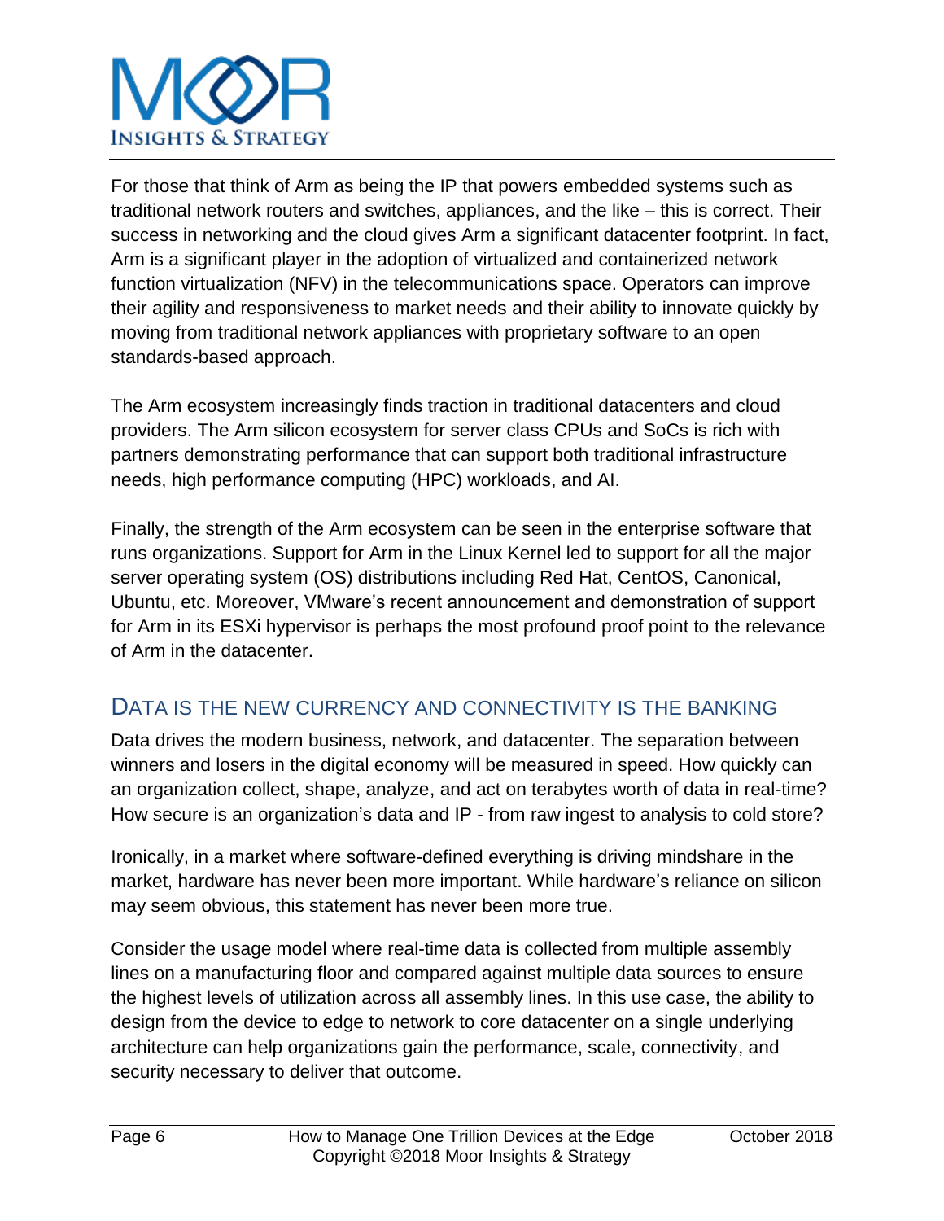For those that think of Arm as being the IP that powers embedded systems such as traditional network routers and switches, appliances, and the like – this is correct. Their success in networking and the cloud gives Arm a significant datacenter footprint. In fact, Arm is a significant player in the adoption of virtualized and containerized network function virtualization (NFV) in the telecommunications space. Operators can improve their agility and responsiveness to market needs and their ability to innovate quickly by moving from traditional network appliances with proprietary software to an open standards-based approach.

The Arm ecosystem increasingly finds traction in traditional datacenters and cloud providers. The Arm silicon ecosystem for server class CPUs and SoCs is rich with partners demonstrating performance that can support both traditional infrastructure needs, high performance computing (HPC) workloads, and AI.

Finally, the strength of the Arm ecosystem can be seen in the enterprise software that runs organizations. Support for Arm in the Linux Kernel led to support for all the major server operating system (OS) distributions including Red Hat, CentOS, Canonical, Ubuntu, etc. Moreover, VMware's recent announcement and demonstration of support for Arm in its ESXi hypervisor is perhaps the most profound proof point to the relevance of Arm in the datacenter.

## DATA IS THE NEW CURRENCY AND CONNECTIVITY IS THE BANKING

Data drives the modern business, network, and datacenter. The separation between winners and losers in the digital economy will be measured in speed. How quickly can an organization collect, shape, analyze, and act on terabytes worth of data in real-time? How secure is an organization's data and IP - from raw ingest to analysis to cold store?

Ironically, in a market where software-defined everything is driving mindshare in the market, hardware has never been more important. While hardware's reliance on silicon may seem obvious, this statement has never been more true.

Consider the usage model where real-time data is collected from multiple assembly lines on a manufacturing floor and compared against multiple data sources to ensure the highest levels of utilization across all assembly lines. In this use case, the ability to design from the device to edge to network to core datacenter on a single underlying architecture can help organizations gain the performance, scale, connectivity, and security necessary to deliver that outcome.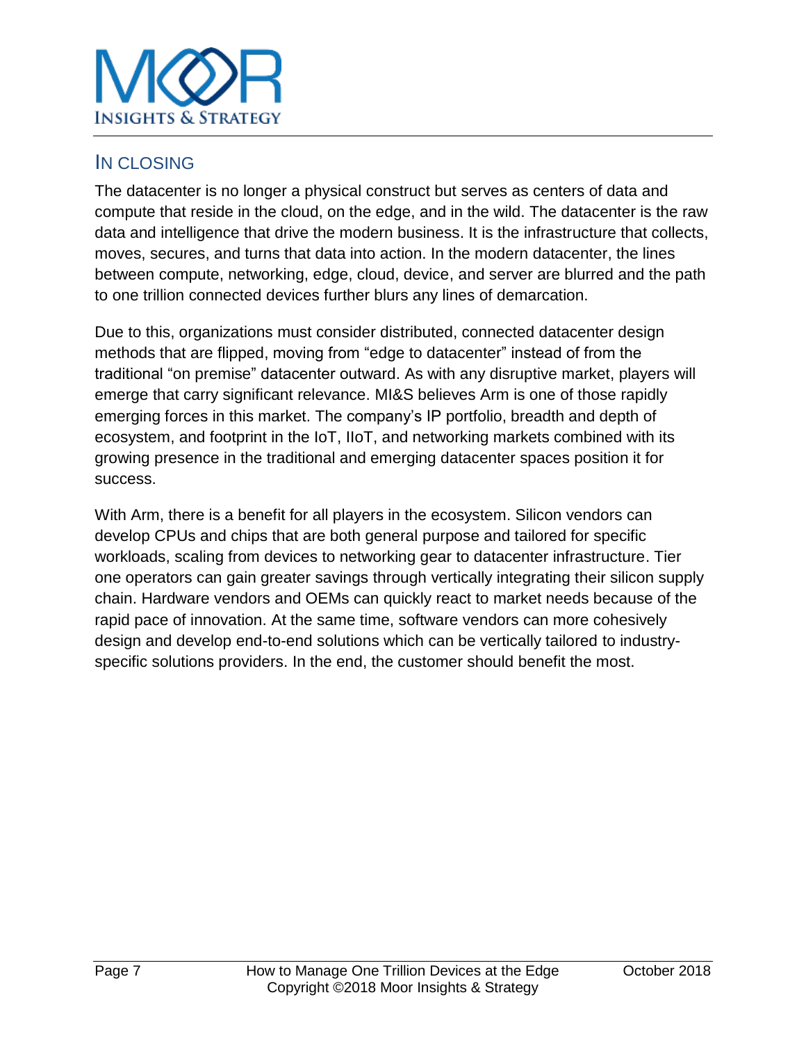## IN CLOSING

The datacenter is no longer a physical construct but serves as centers of data and compute that reside in the cloud, on the edge, and in the wild. The datacenter is the raw data and intelligence that drive the modern business. It is the infrastructure that collects, moves, secures, and turns that data into action. In the modern datacenter, the lines between compute, networking, edge, cloud, device, and server are blurred and the path to one trillion connected devices further blurs any lines of demarcation.

Due to this, organizations must consider distributed, connected datacenter design methods that are flipped, moving from "edge to datacenter" instead of from the traditional "on premise" datacenter outward. As with any disruptive market, players will emerge that carry significant relevance. MI&S believes Arm is one of those rapidly emerging forces in this market. The company's IP portfolio, breadth and depth of ecosystem, and footprint in the IoT, IIoT, and networking markets combined with its growing presence in the traditional and emerging datacenter spaces position it for success.

With Arm, there is a benefit for all players in the ecosystem. Silicon vendors can develop CPUs and chips that are both general purpose and tailored for specific workloads, scaling from devices to networking gear to datacenter infrastructure. Tier one operators can gain greater savings through vertically integrating their silicon supply chain. Hardware vendors and OEMs can quickly react to market needs because of the rapid pace of innovation. At the same time, software vendors can more cohesively design and develop end-to-end solutions which can be vertically tailored to industry-specific solutions providers. In the end, the customer should benefit the most.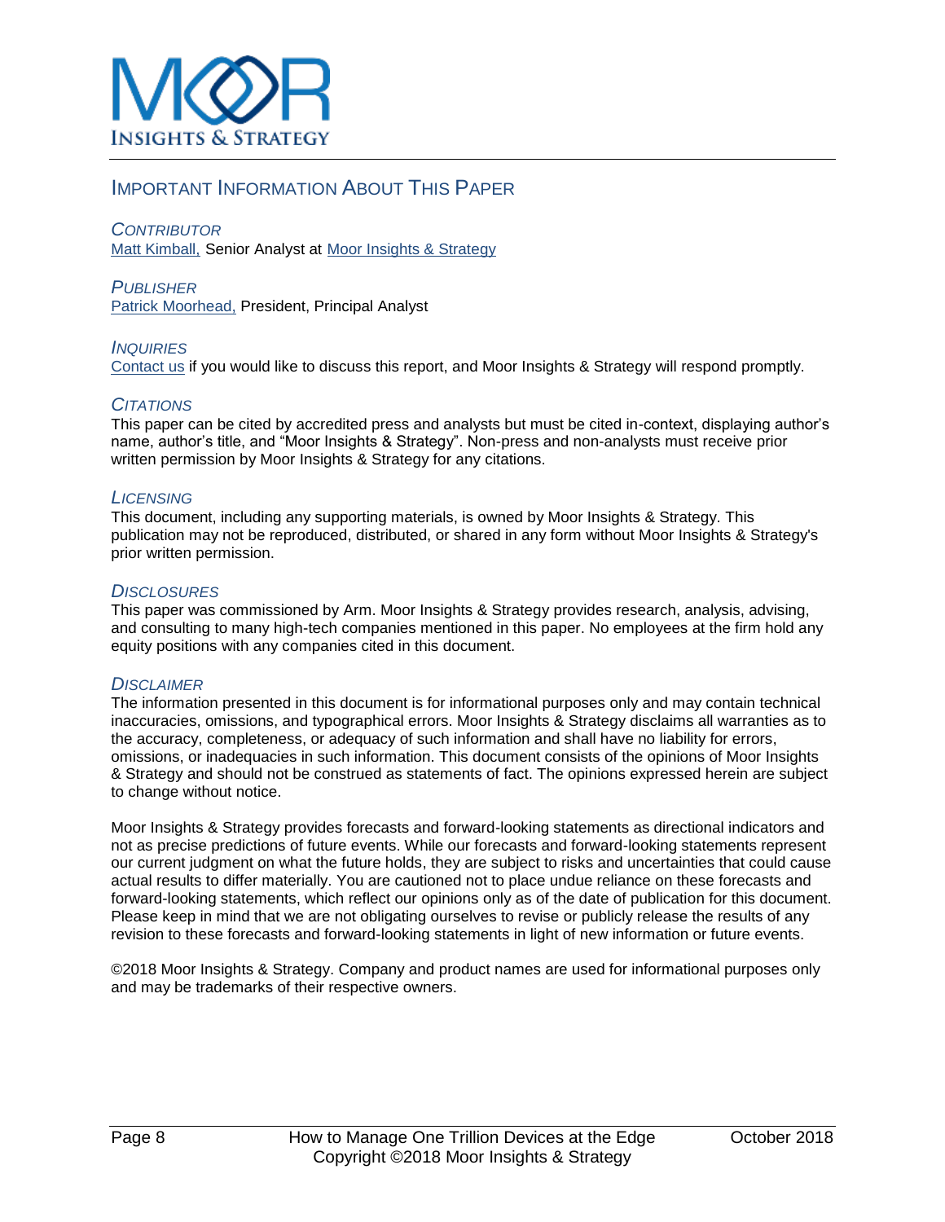# Important Information About This Paper

### *Contributor*

Matt Kimball, Senior Analyst at Moor Insights & Strategy

### *Publisher*

Patrick Moorhead, President, Principal Analyst

### *Inquiries*

Contact us if you would like to discuss this report, and Moor Insights & Strategy will respond promptly.

### *Citations*

This paper can be cited by accredited press and analysts but must be cited in-context, displaying author's name, author's title, and "Moor Insights & Strategy". Non-press and non-analysts must receive prior written permission by Moor Insights & Strategy for any citations.

### *Licensing*

This document, including any supporting materials, is owned by Moor Insights & Strategy. This publication may not be reproduced, distributed, or shared in any form without Moor Insights & Strategy's prior written permission.

### *Disclosures*

This paper was commissioned by Arm. Moor Insights & Strategy provides research, analysis, advising, and consulting to many high-tech companies mentioned in this paper. No employees at the firm hold any equity positions with any companies cited in this document.

### *Disclaimer*

The information presented in this document is for informational purposes only and may contain technical inaccuracies, omissions, and typographical errors. Moor Insights & Strategy disclaims all warranties as to the accuracy, completeness, or adequacy of such information and shall have no liability for errors, omissions, or inadequacies in such information. This document consists of the opinions of Moor Insights & Strategy and should not be construed as statements of fact. The opinions expressed herein are subject to change without notice.

Moor Insights & Strategy provides forecasts and forward-looking statements as directional indicators and not as precise predictions of future events. While our forecasts and forward-looking statements represent our current judgment on what the future holds, they are subject to risks and uncertainties that could cause actual results to differ materially. You are cautioned not to place undue reliance on these forecasts and forward-looking statements, which reflect our opinions only as of the date of publication for this document. Please keep in mind that we are not obligating ourselves to revise or publicly release the results of any revision to these forecasts and forward-looking statements in light of new information or future events.

©2018 Moor Insights & Strategy. Company and product names are used for informational purposes only and may be trademarks of their respective owners.